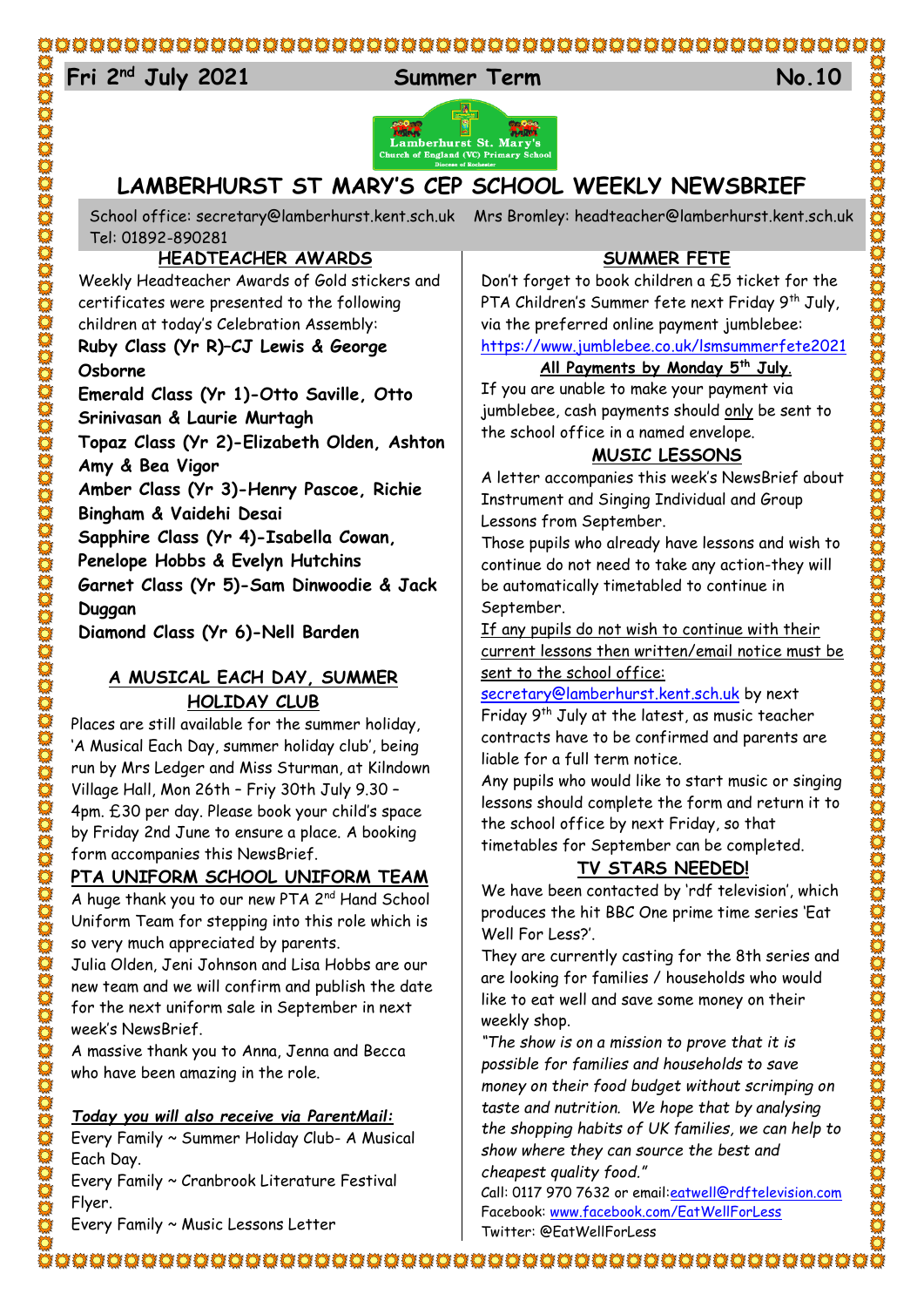Fri 2nd July 2021 | Summer Term | No.10

# LAMBERHURST ST MARY'S CEP SCHOOL WEEKLY NEWSBRIEF

School office: secretary@lamberhurst.kent.sch.uk Mrs Bromley: headteacher@lamberhurst.kent.sch.uk
Tel: 01892-890281

## HEADTEACHER AWARDS

Weekly Headteacher Awards of Gold stickers and certificates were presented to the following children at today's Celebration Assembly:

**Ruby Class (Yr R)–CJ Lewis & George Osborne**
**Emerald Class (Yr 1)-Otto Saville, Otto Srinivasan & Laurie Murtagh**
**Topaz Class (Yr 2)-Elizabeth Olden, Ashton Amy & Bea Vigor**
**Amber Class (Yr 3)-Henry Pascoe, Richie Bingham & Vaidehi Desai**
**Sapphire Class (Yr 4)-Isabella Cowan, Penelope Hobbs & Evelyn Hutchins**
**Garnet Class (Yr 5)-Sam Dinwoodie & Jack Duggan**
**Diamond Class (Yr 6)-Nell Barden**

## A MUSICAL EACH DAY, SUMMER HOLIDAY CLUB

Places are still available for the summer holiday, 'A Musical Each Day, summer holiday club', being run by Mrs Ledger and Miss Sturman, at Kilndown Village Hall, Mon 26th – Friy 30th July 9.30 – 4pm. £30 per day. Please book your child's space by Friday 2nd June to ensure a place. A booking form accompanies this NewsBrief.

## PTA UNIFORM SCHOOL UNIFORM TEAM

A huge thank you to our new PTA 2nd Hand School Uniform Team for stepping into this role which is so very much appreciated by parents.

Julia Olden, Jeni Johnson and Lisa Hobbs are our new team and we will confirm and publish the date for the next uniform sale in September in next week's NewsBrief.

A massive thank you to Anna, Jenna and Becca who have been amazing in the role.

***Today you will also receive via ParentMail:***

Every Family ~ Summer Holiday Club- A Musical Each Day.
Every Family ~ Cranbrook Literature Festival Flyer.
Every Family ~ Music Lessons Letter

## SUMMER FETE

Don't forget to book children a £5 ticket for the PTA Children's Summer fete next Friday 9th July, via the preferred online payment jumblebee: https://www.jumblebee.co.uk/lsmsummerfete2021

**All Payments by Monday 5th July.**

If you are unable to make your payment via jumblebee, cash payments should only be sent to the school office in a named envelope.

## MUSIC LESSONS

A letter accompanies this week's NewsBrief about Instrument and Singing Individual and Group Lessons from September.

Those pupils who already have lessons and wish to continue do not need to take any action-they will be automatically timetabled to continue in September.

If any pupils do not wish to continue with their current lessons then written/email notice must be sent to the school office: secretary@lamberhurst.kent.sch.uk by next Friday 9th July at the latest, as music teacher contracts have to be confirmed and parents are liable for a full term notice.

Any pupils who would like to start music or singing lessons should complete the form and return it to the school office by next Friday, so that timetables for September can be completed.

## TV STARS NEEDED!

We have been contacted by 'rdf television', which produces the hit BBC One prime time series 'Eat Well For Less?'.

They are currently casting for the 8th series and are looking for families / households who would like to eat well and save some money on their weekly shop.

*"The show is on a mission to prove that it is possible for families and households to save money on their food budget without scrimping on taste and nutrition. We hope that by analysing the shopping habits of UK families, we can help to show where they can source the best and cheapest quality food."*

Call: 0117 970 7632 or email:eatwell@rdftelevision.com
Facebook: www.facebook.com/EatWellForLess
Twitter: @EatWellForLess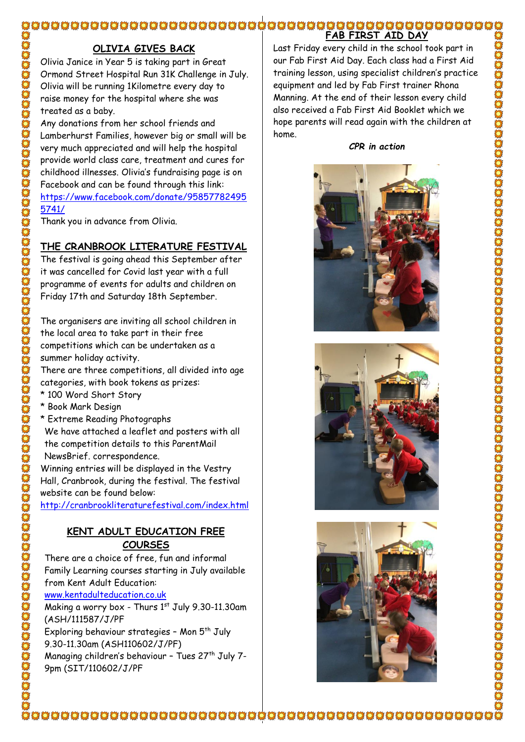## OLIVIA GIVES BACK

Olivia Janice in Year 5 is taking part in Great Ormond Street Hospital Run 31K Challenge in July. Olivia will be running 1Kilometre every day to raise money for the hospital where she was treated as a baby.

Any donations from her school friends and Lamberhurst Families, however big or small will be very much appreciated and will help the hospital provide world class care, treatment and cures for childhood illnesses. Olivia's fundraising page is on Facebook and can be found through this link: https://www.facebook.com/donate/958577824955741/

Thank you in advance from Olivia.

## THE CRANBROOK LITERATURE FESTIVAL

The festival is going ahead this September after it was cancelled for Covid last year with a full programme of events for adults and children on Friday 17th and Saturday 18th September.

The organisers are inviting all school children in the local area to take part in their free competitions which can be undertaken as a summer holiday activity.

There are three competitions, all divided into age categories, with book tokens as prizes:

* 100 Word Short Story
* Book Mark Design
* Extreme Reading Photographs

We have attached a leaflet and posters with all the competition details to this ParentMail NewsBrief. correspondence.

Winning entries will be displayed in the Vestry Hall, Cranbrook, during the festival. The festival website can be found below:

http://cranbrookliteraturefestival.com/index.html

## KENT ADULT EDUCATION FREE COURSES

There are a choice of free, fun and informal Family Learning courses starting in July available from Kent Adult Education:

www.kentadulteducation.co.uk

Making a worry box - Thurs 1st July 9.30-11.30am (ASH/111587/J/PF

Exploring behaviour strategies – Mon 5th July 9.30-11.30am (ASH110602/J/PF)

Managing children's behaviour – Tues 27th July 7-9pm (SIT/110602/J/PF

## FAB FIRST AID DAY

Last Friday every child in the school took part in our Fab First Aid Day. Each class had a First Aid training lesson, using specialist children's practice equipment and led by Fab First trainer Rhona Manning. At the end of their lesson every child also received a Fab First Aid Booklet which we hope parents will read again with the children at home.

***CPR in action***